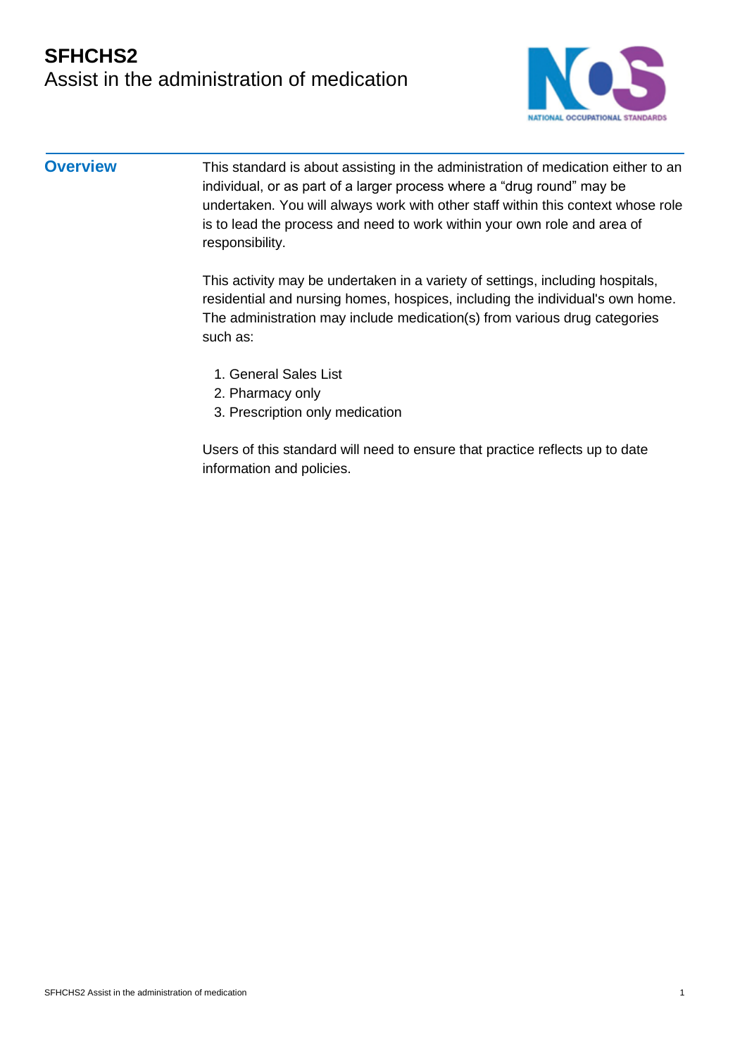# SFHCHS2
Assist in the administration of medication

## Overview

This standard is about assisting in the administration of medication either to an individual, or as part of a larger process where a “drug round” may be undertaken. You will always work with other staff within this context whose role is to lead the process and need to work within your own role and area of responsibility.

This activity may be undertaken in a variety of settings, including hospitals, residential and nursing homes, hospices, including the individual's own home. The administration may include medication(s) from various drug categories such as:

1. General Sales List
2. Pharmacy only
3. Prescription only medication

Users of this standard will need to ensure that practice reflects up to date information and policies.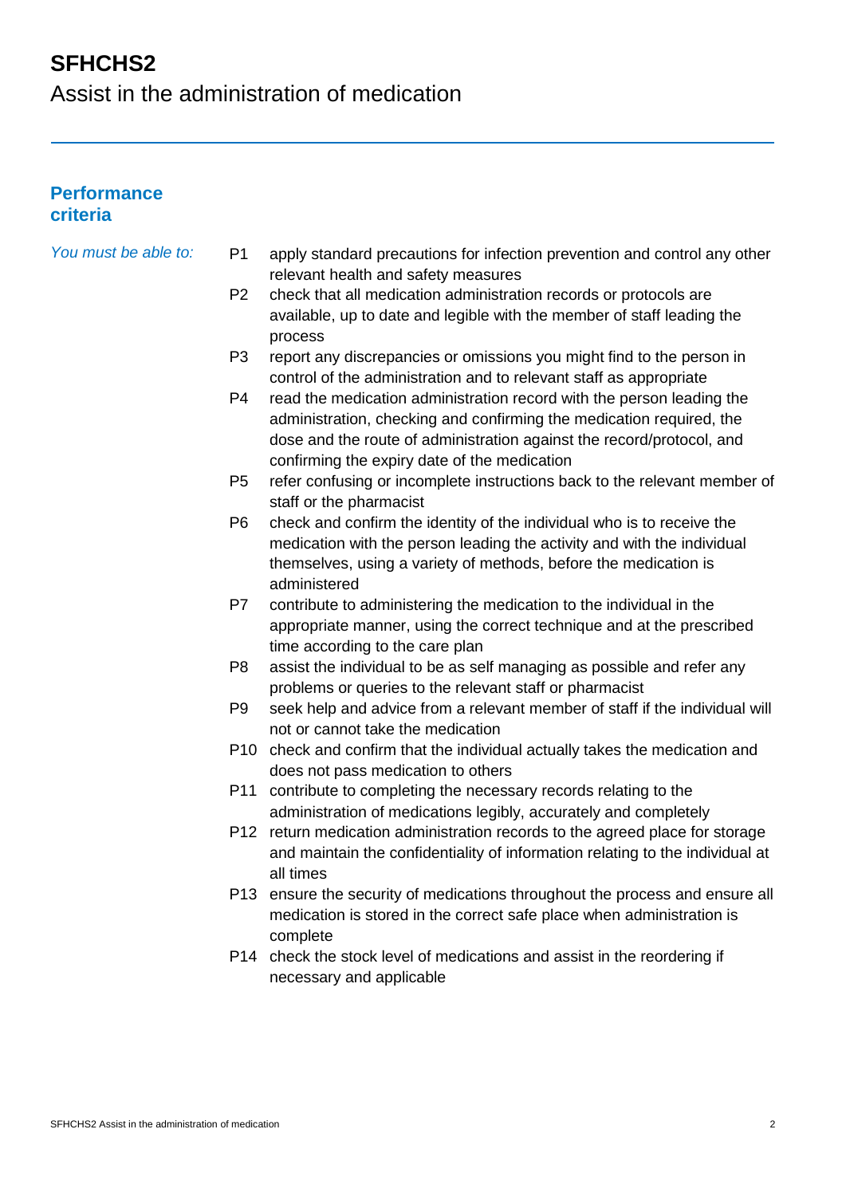# SFHCHS2
## Assist in the administration of medication

---

### Performance criteria

*You must be able to:*

- P1 apply standard precautions for infection prevention and control any other relevant health and safety measures
- P2 check that all medication administration records or protocols are available, up to date and legible with the member of staff leading the process
- P3 report any discrepancies or omissions you might find to the person in control of the administration and to relevant staff as appropriate
- P4 read the medication administration record with the person leading the administration, checking and confirming the medication required, the dose and the route of administration against the record/protocol, and confirming the expiry date of the medication
- P5 refer confusing or incomplete instructions back to the relevant member of staff or the pharmacist
- P6 check and confirm the identity of the individual who is to receive the medication with the person leading the activity and with the individual themselves, using a variety of methods, before the medication is administered
- P7 contribute to administering the medication to the individual in the appropriate manner, using the correct technique and at the prescribed time according to the care plan
- P8 assist the individual to be as self managing as possible and refer any problems or queries to the relevant staff or pharmacist
- P9 seek help and advice from a relevant member of staff if the individual will not or cannot take the medication
- P10 check and confirm that the individual actually takes the medication and does not pass medication to others
- P11 contribute to completing the necessary records relating to the administration of medications legibly, accurately and completely
- P12 return medication administration records to the agreed place for storage and maintain the confidentiality of information relating to the individual at all times
- P13 ensure the security of medications throughout the process and ensure all medication is stored in the correct safe place when administration is complete
- P14 check the stock level of medications and assist in the reordering if necessary and applicable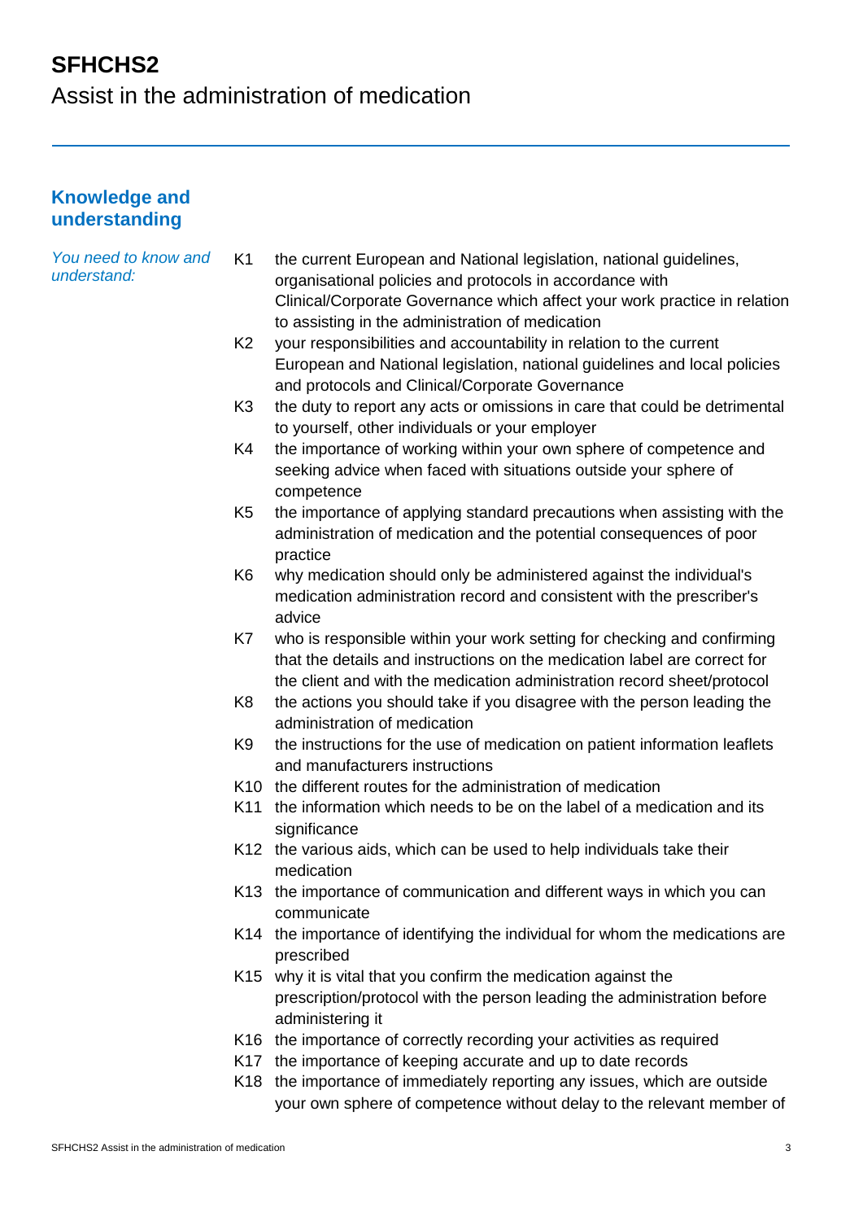# SFHCHS2
Assist in the administration of medication

## Knowledge and understanding

*You need to know and understand:*

- K1 the current European and National legislation, national guidelines, organisational policies and protocols in accordance with Clinical/Corporate Governance which affect your work practice in relation to assisting in the administration of medication
- K2 your responsibilities and accountability in relation to the current European and National legislation, national guidelines and local policies and protocols and Clinical/Corporate Governance
- K3 the duty to report any acts or omissions in care that could be detrimental to yourself, other individuals or your employer
- K4 the importance of working within your own sphere of competence and seeking advice when faced with situations outside your sphere of competence
- K5 the importance of applying standard precautions when assisting with the administration of medication and the potential consequences of poor practice
- K6 why medication should only be administered against the individual's medication administration record and consistent with the prescriber's advice
- K7 who is responsible within your work setting for checking and confirming that the details and instructions on the medication label are correct for the client and with the medication administration record sheet/protocol
- K8 the actions you should take if you disagree with the person leading the administration of medication
- K9 the instructions for the use of medication on patient information leaflets and manufacturers instructions
- K10 the different routes for the administration of medication
- K11 the information which needs to be on the label of a medication and its significance
- K12 the various aids, which can be used to help individuals take their medication
- K13 the importance of communication and different ways in which you can communicate
- K14 the importance of identifying the individual for whom the medications are prescribed
- K15 why it is vital that you confirm the medication against the prescription/protocol with the person leading the administration before administering it
- K16 the importance of correctly recording your activities as required
- K17 the importance of keeping accurate and up to date records
- K18 the importance of immediately reporting any issues, which are outside your own sphere of competence without delay to the relevant member of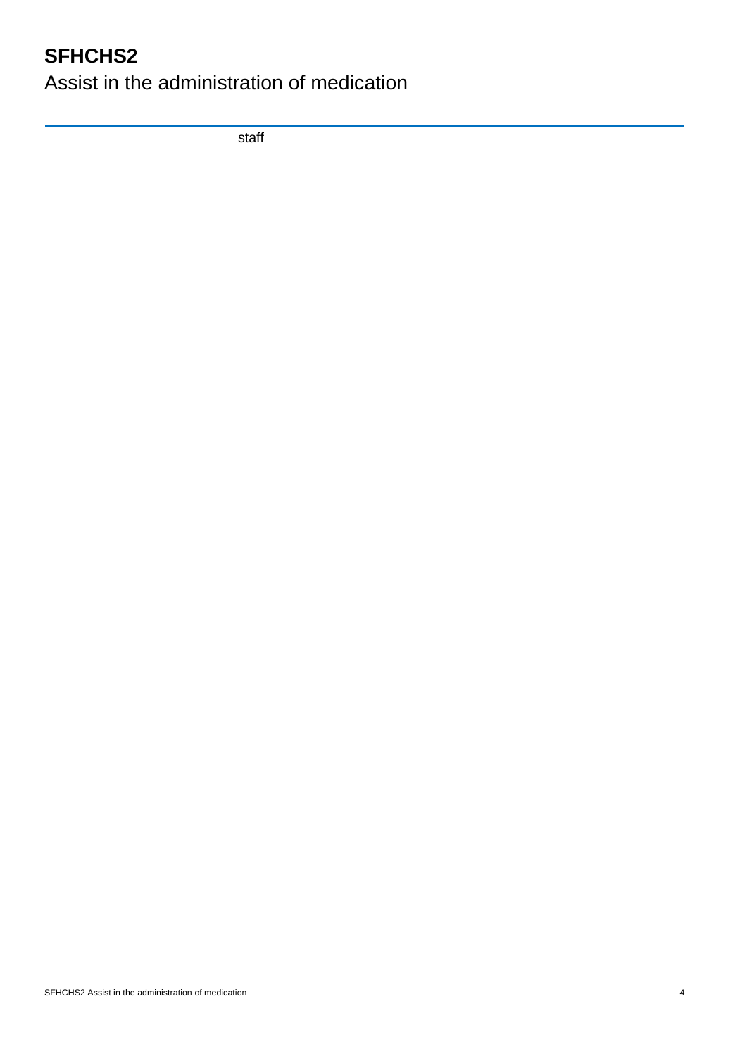staff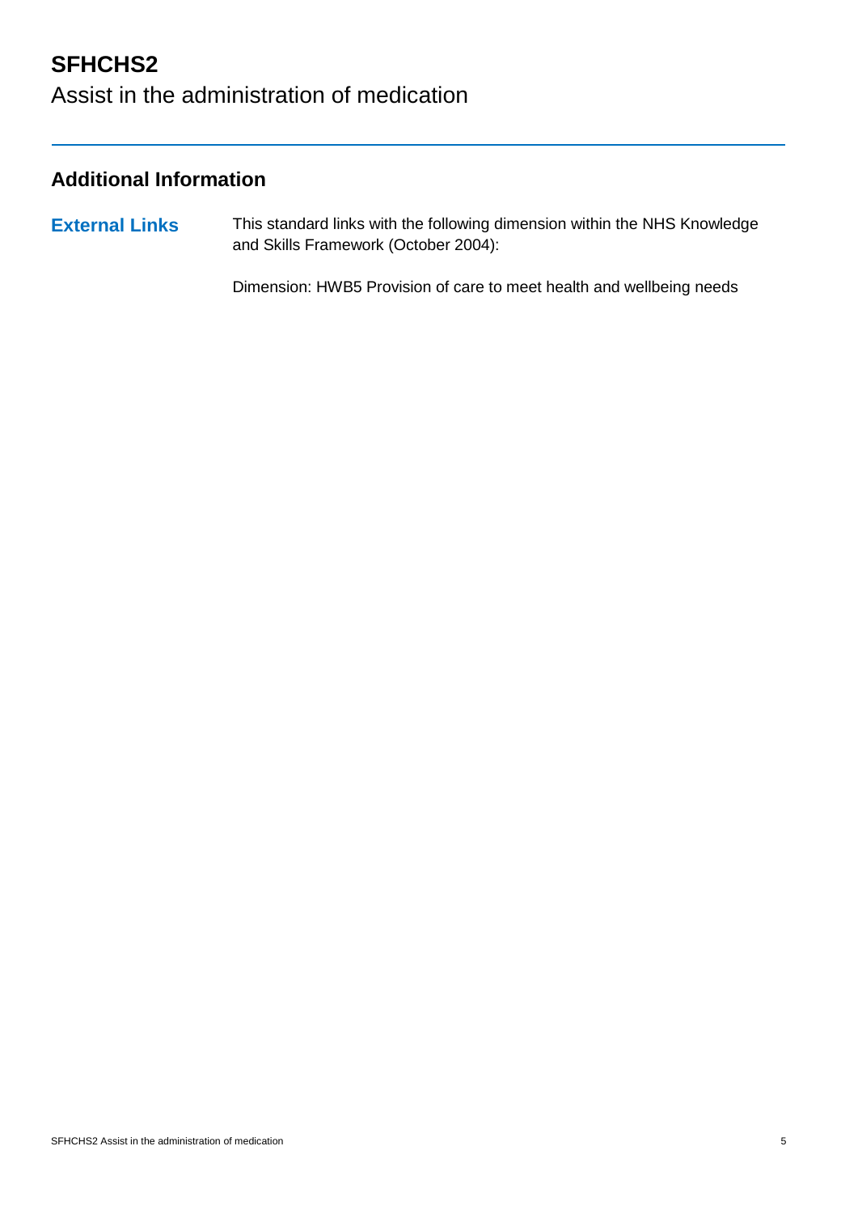# SFHCHS2
Assist in the administration of medication

## Additional Information

**External Links**

This standard links with the following dimension within the NHS Knowledge and Skills Framework (October 2004):

Dimension: HWB5 Provision of care to meet health and wellbeing needs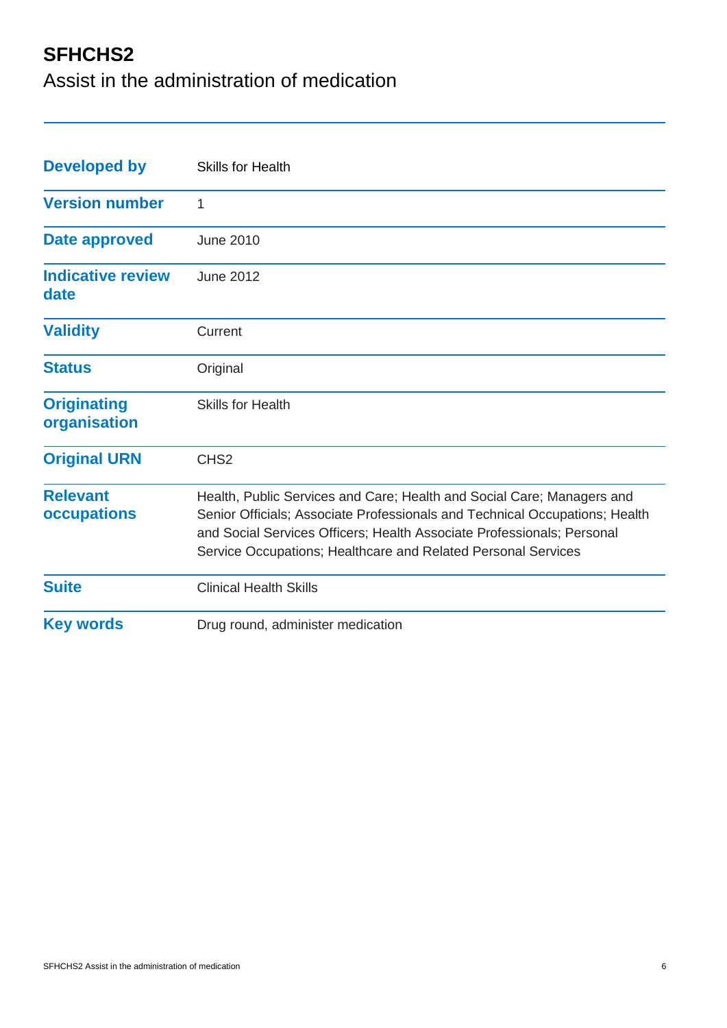# SFHCHS2

Assist in the administration of medication

| | |
|---|---|
| **Developed by** | Skills for Health |
| **Version number** | 1 |
| **Date approved** | June 2010 |
| **Indicative review date** | June 2012 |
| **Validity** | Current |
| **Status** | Original |
| **Originating organisation** | Skills for Health |
| **Original URN** | CHS2 |
| **Relevant occupations** | Health, Public Services and Care; Health and Social Care; Managers and Senior Officials; Associate Professionals and Technical Occupations; Health and Social Services Officers; Health Associate Professionals; Personal Service Occupations; Healthcare and Related Personal Services |
| **Suite** | Clinical Health Skills |
| **Key words** | Drug round, administer medication |